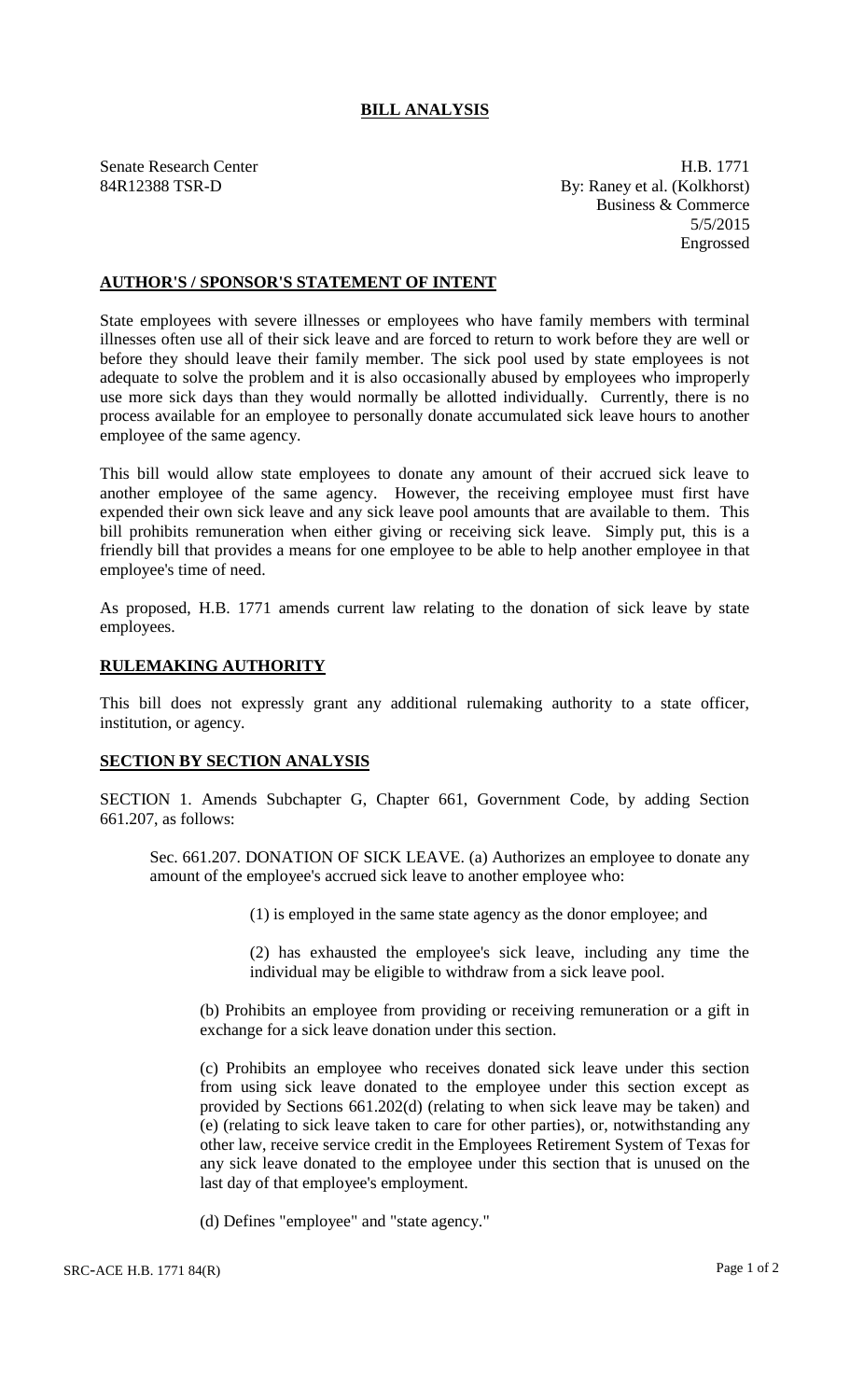# BILL ANALYSIS

Senate Research Center
84R12388 TSR-D

H.B. 1771
By: Raney et al. (Kolkhorst)
Business & Commerce
5/5/2015
Engrossed

## AUTHOR'S / SPONSOR'S STATEMENT OF INTENT

State employees with severe illnesses or employees who have family members with terminal illnesses often use all of their sick leave and are forced to return to work before they are well or before they should leave their family member. The sick pool used by state employees is not adequate to solve the problem and it is also occasionally abused by employees who improperly use more sick days than they would normally be allotted individually. Currently, there is no process available for an employee to personally donate accumulated sick leave hours to another employee of the same agency.

This bill would allow state employees to donate any amount of their accrued sick leave to another employee of the same agency. However, the receiving employee must first have expended their own sick leave and any sick leave pool amounts that are available to them. This bill prohibits remuneration when either giving or receiving sick leave. Simply put, this is a friendly bill that provides a means for one employee to be able to help another employee in that employee's time of need.

As proposed, H.B. 1771 amends current law relating to the donation of sick leave by state employees.

## RULEMAKING AUTHORITY

This bill does not expressly grant any additional rulemaking authority to a state officer, institution, or agency.

## SECTION BY SECTION ANALYSIS

SECTION 1. Amends Subchapter G, Chapter 661, Government Code, by adding Section 661.207, as follows:

Sec. 661.207. DONATION OF SICK LEAVE. (a) Authorizes an employee to donate any amount of the employee's accrued sick leave to another employee who:

(1) is employed in the same state agency as the donor employee; and

(2) has exhausted the employee's sick leave, including any time the individual may be eligible to withdraw from a sick leave pool.

(b) Prohibits an employee from providing or receiving remuneration or a gift in exchange for a sick leave donation under this section.

(c) Prohibits an employee who receives donated sick leave under this section from using sick leave donated to the employee under this section except as provided by Sections 661.202(d) (relating to when sick leave may be taken) and (e) (relating to sick leave taken to care for other parties), or, notwithstanding any other law, receive service credit in the Employees Retirement System of Texas for any sick leave donated to the employee under this section that is unused on the last day of that employee's employment.

(d) Defines "employee" and "state agency."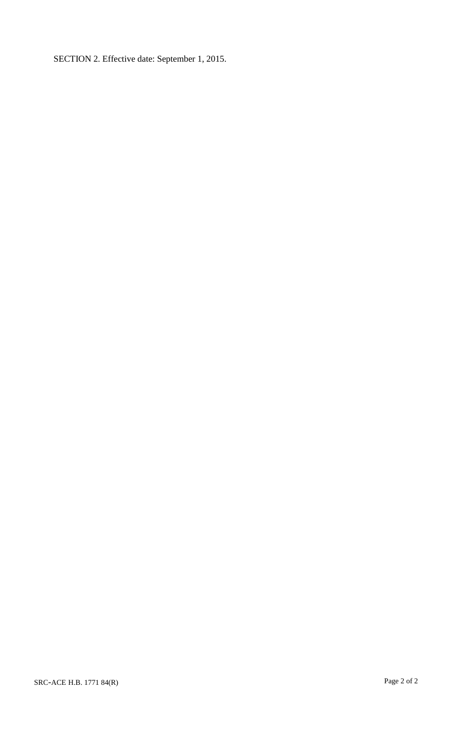SECTION 2. Effective date: September 1, 2015.